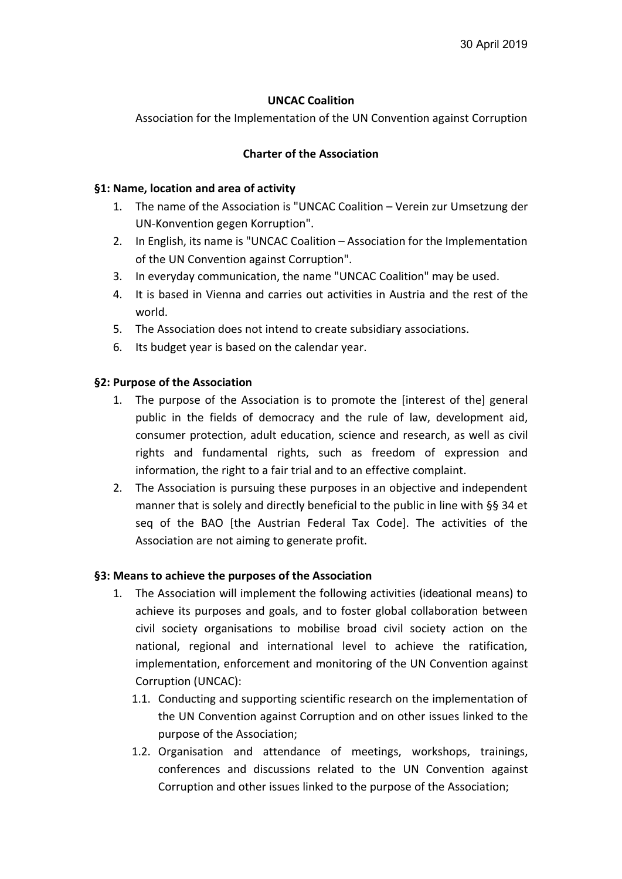30 April 2019

**UNCAC Coalition**

Association for the Implementation of the UN Convention against Corruption

**Charter of the Association**

**§1: Name, location and area of activity**

1. The name of the Association is "UNCAC Coalition – Verein zur Umsetzung der UN-Konvention gegen Korruption".
2. In English, its name is "UNCAC Coalition – Association for the Implementation of the UN Convention against Corruption".
3. In everyday communication, the name "UNCAC Coalition" may be used.
4. It is based in Vienna and carries out activities in Austria and the rest of the world.
5. The Association does not intend to create subsidiary associations.
6. Its budget year is based on the calendar year.

**§2: Purpose of the Association**

1. The purpose of the Association is to promote the [interest of the] general public in the fields of democracy and the rule of law, development aid, consumer protection, adult education, science and research, as well as civil rights and fundamental rights, such as freedom of expression and information, the right to a fair trial and to an effective complaint.
2. The Association is pursuing these purposes in an objective and independent manner that is solely and directly beneficial to the public in line with §§ 34 et seq of the BAO [the Austrian Federal Tax Code]. The activities of the Association are not aiming to generate profit.

**§3: Means to achieve the purposes of the Association**

1. The Association will implement the following activities (ideational means) to achieve its purposes and goals, and to foster global collaboration between civil society organisations to mobilise broad civil society action on the national, regional and international level to achieve the ratification, implementation, enforcement and monitoring of the UN Convention against Corruption (UNCAC):
   - 1.1. Conducting and supporting scientific research on the implementation of the UN Convention against Corruption and on other issues linked to the purpose of the Association;
   - 1.2. Organisation and attendance of meetings, workshops, trainings, conferences and discussions related to the UN Convention against Corruption and other issues linked to the purpose of the Association;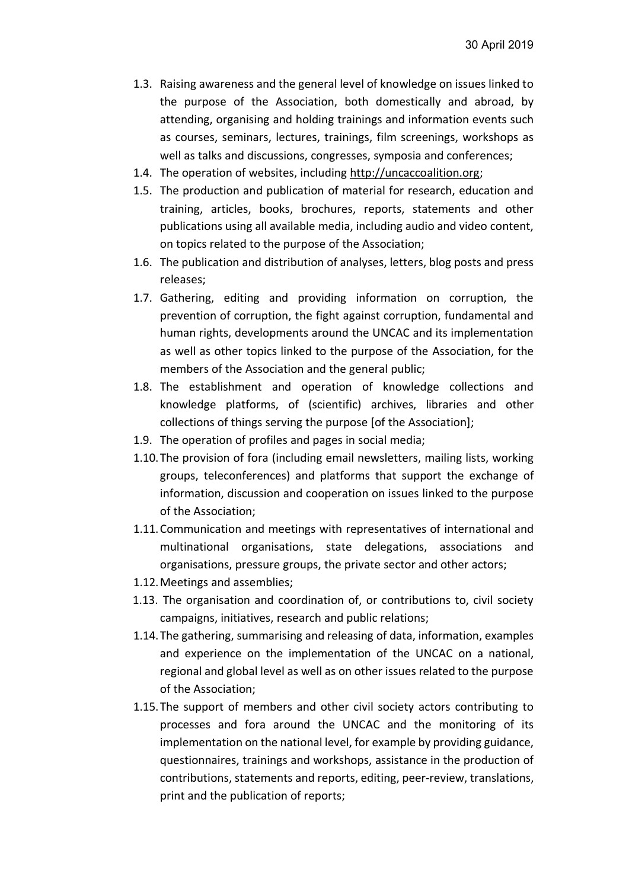1.3. Raising awareness and the general level of knowledge on issues linked to the purpose of the Association, both domestically and abroad, by attending, organising and holding trainings and information events such as courses, seminars, lectures, trainings, film screenings, workshops as well as talks and discussions, congresses, symposia and conferences;
1.4. The operation of websites, including http://uncaccoalition.org;
1.5. The production and publication of material for research, education and training, articles, books, brochures, reports, statements and other publications using all available media, including audio and video content, on topics related to the purpose of the Association;
1.6. The publication and distribution of analyses, letters, blog posts and press releases;
1.7. Gathering, editing and providing information on corruption, the prevention of corruption, the fight against corruption, fundamental and human rights, developments around the UNCAC and its implementation as well as other topics linked to the purpose of the Association, for the members of the Association and the general public;
1.8. The establishment and operation of knowledge collections and knowledge platforms, of (scientific) archives, libraries and other collections of things serving the purpose [of the Association];
1.9. The operation of profiles and pages in social media;
1.10. The provision of fora (including email newsletters, mailing lists, working groups, teleconferences) and platforms that support the exchange of information, discussion and cooperation on issues linked to the purpose of the Association;
1.11. Communication and meetings with representatives of international and multinational organisations, state delegations, associations and organisations, pressure groups, the private sector and other actors;
1.12. Meetings and assemblies;
1.13. The organisation and coordination of, or contributions to, civil society campaigns, initiatives, research and public relations;
1.14. The gathering, summarising and releasing of data, information, examples and experience on the implementation of the UNCAC on a national, regional and global level as well as on other issues related to the purpose of the Association;
1.15. The support of members and other civil society actors contributing to processes and fora around the UNCAC and the monitoring of its implementation on the national level, for example by providing guidance, questionnaires, trainings and workshops, assistance in the production of contributions, statements and reports, editing, peer-review, translations, print and the publication of reports;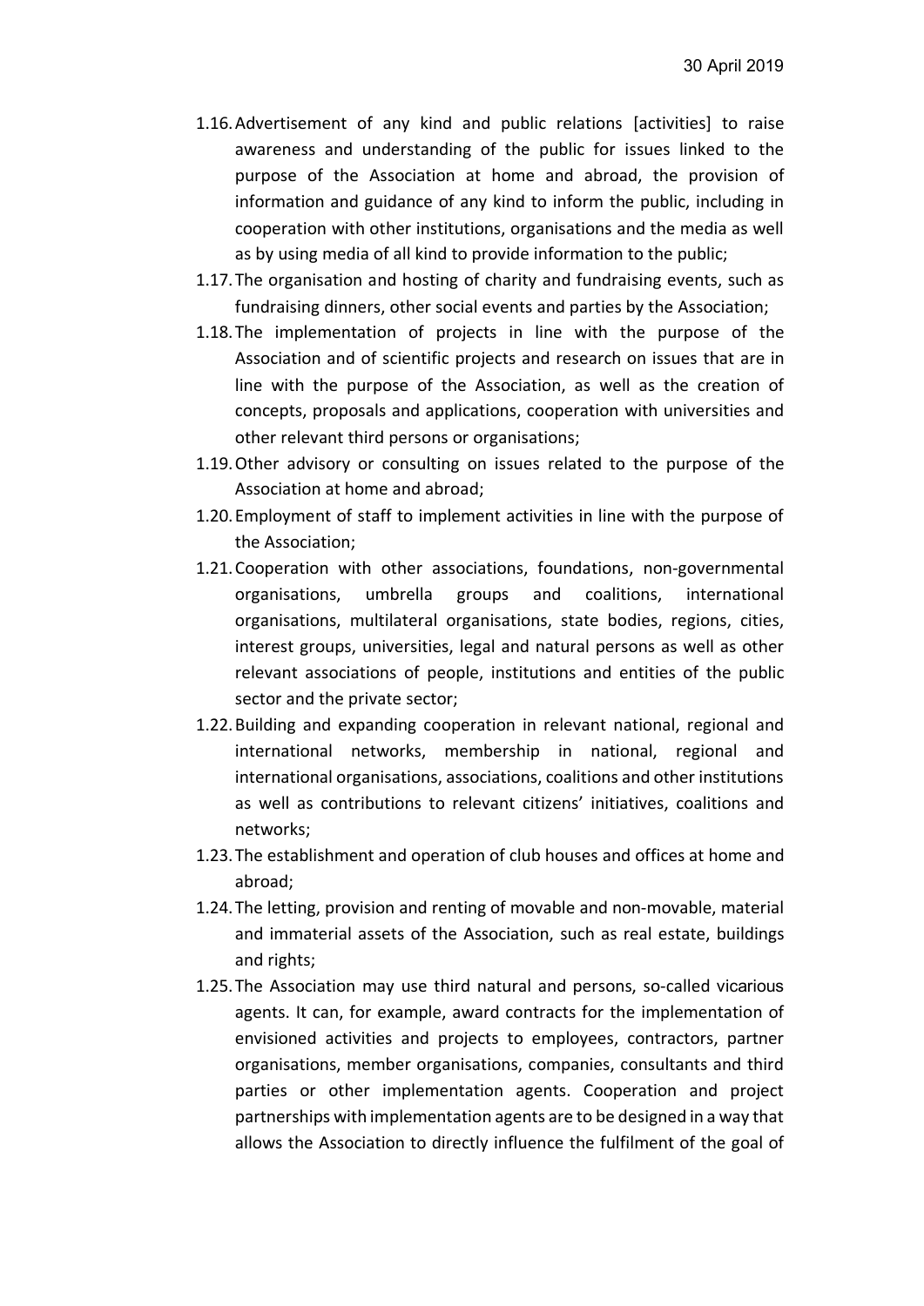- 1.16. Advertisement of any kind and public relations [activities] to raise awareness and understanding of the public for issues linked to the purpose of the Association at home and abroad, the provision of information and guidance of any kind to inform the public, including in cooperation with other institutions, organisations and the media as well as by using media of all kind to provide information to the public;
- 1.17. The organisation and hosting of charity and fundraising events, such as fundraising dinners, other social events and parties by the Association;
- 1.18. The implementation of projects in line with the purpose of the Association and of scientific projects and research on issues that are in line with the purpose of the Association, as well as the creation of concepts, proposals and applications, cooperation with universities and other relevant third persons or organisations;
- 1.19. Other advisory or consulting on issues related to the purpose of the Association at home and abroad;
- 1.20. Employment of staff to implement activities in line with the purpose of the Association;
- 1.21. Cooperation with other associations, foundations, non-governmental organisations, umbrella groups and coalitions, international organisations, multilateral organisations, state bodies, regions, cities, interest groups, universities, legal and natural persons as well as other relevant associations of people, institutions and entities of the public sector and the private sector;
- 1.22. Building and expanding cooperation in relevant national, regional and international networks, membership in national, regional and international organisations, associations, coalitions and other institutions as well as contributions to relevant citizens' initiatives, coalitions and networks;
- 1.23. The establishment and operation of club houses and offices at home and abroad;
- 1.24. The letting, provision and renting of movable and non-movable, material and immaterial assets of the Association, such as real estate, buildings and rights;
- 1.25. The Association may use third natural and persons, so-called vicarious agents. It can, for example, award contracts for the implementation of envisioned activities and projects to employees, contractors, partner organisations, member organisations, companies, consultants and third parties or other implementation agents. Cooperation and project partnerships with implementation agents are to be designed in a way that allows the Association to directly influence the fulfilment of the goal of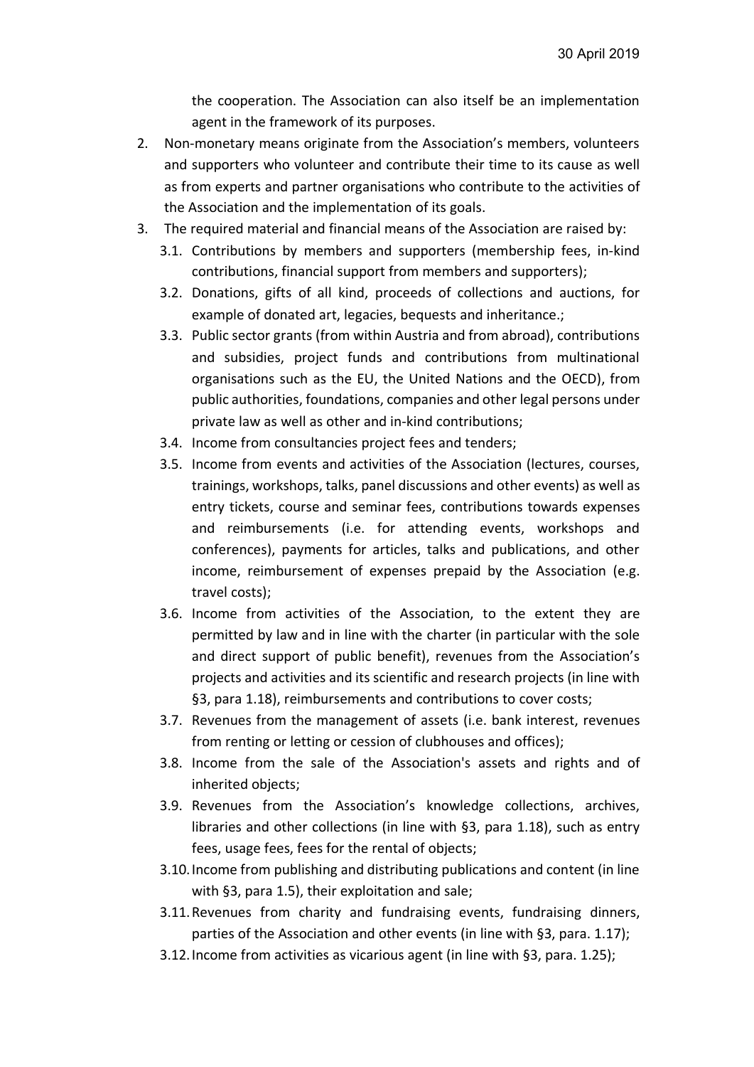the cooperation. The Association can also itself be an implementation agent in the framework of its purposes.

2. Non-monetary means originate from the Association's members, volunteers and supporters who volunteer and contribute their time to its cause as well as from experts and partner organisations who contribute to the activities of the Association and the implementation of its goals.
3. The required material and financial means of the Association are raised by:
   - 3.1. Contributions by members and supporters (membership fees, in-kind contributions, financial support from members and supporters);
   - 3.2. Donations, gifts of all kind, proceeds of collections and auctions, for example of donated art, legacies, bequests and inheritance.;
   - 3.3. Public sector grants (from within Austria and from abroad), contributions and subsidies, project funds and contributions from multinational organisations such as the EU, the United Nations and the OECD), from public authorities, foundations, companies and other legal persons under private law as well as other and in-kind contributions;
   - 3.4. Income from consultancies project fees and tenders;
   - 3.5. Income from events and activities of the Association (lectures, courses, trainings, workshops, talks, panel discussions and other events) as well as entry tickets, course and seminar fees, contributions towards expenses and reimbursements (i.e. for attending events, workshops and conferences), payments for articles, talks and publications, and other income, reimbursement of expenses prepaid by the Association (e.g. travel costs);
   - 3.6. Income from activities of the Association, to the extent they are permitted by law and in line with the charter (in particular with the sole and direct support of public benefit), revenues from the Association's projects and activities and its scientific and research projects (in line with §3, para 1.18), reimbursements and contributions to cover costs;
   - 3.7. Revenues from the management of assets (i.e. bank interest, revenues from renting or letting or cession of clubhouses and offices);
   - 3.8. Income from the sale of the Association's assets and rights and of inherited objects;
   - 3.9. Revenues from the Association's knowledge collections, archives, libraries and other collections (in line with §3, para 1.18), such as entry fees, usage fees, fees for the rental of objects;
   - 3.10. Income from publishing and distributing publications and content (in line with §3, para 1.5), their exploitation and sale;
   - 3.11. Revenues from charity and fundraising events, fundraising dinners, parties of the Association and other events (in line with §3, para. 1.17);
   - 3.12. Income from activities as vicarious agent (in line with §3, para. 1.25);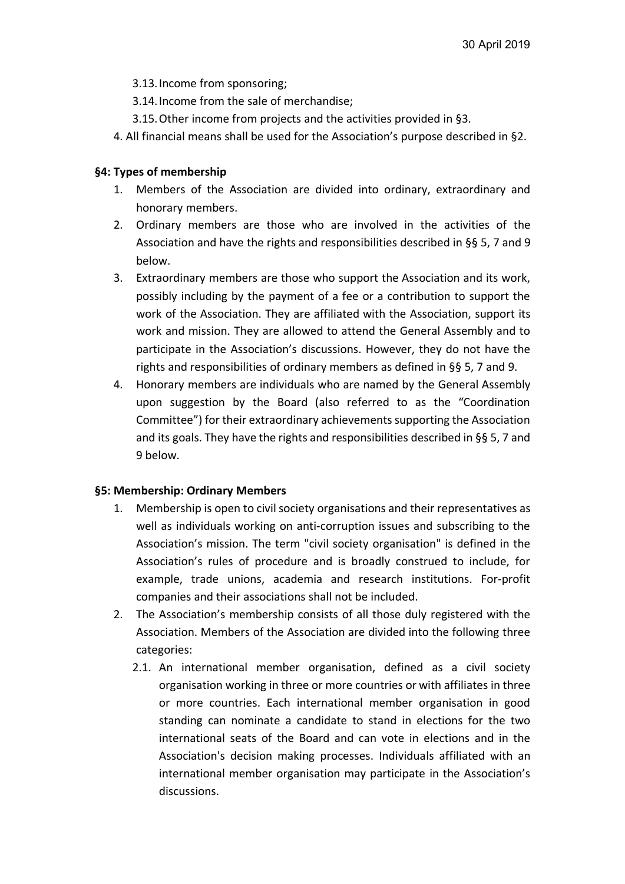3.13. Income from sponsoring;

3.14. Income from the sale of merchandise;

3.15. Other income from projects and the activities provided in §3.

4. All financial means shall be used for the Association's purpose described in §2.

**§4: Types of membership**

1. Members of the Association are divided into ordinary, extraordinary and honorary members.
2. Ordinary members are those who are involved in the activities of the Association and have the rights and responsibilities described in §§ 5, 7 and 9 below.
3. Extraordinary members are those who support the Association and its work, possibly including by the payment of a fee or a contribution to support the work of the Association. They are affiliated with the Association, support its work and mission. They are allowed to attend the General Assembly and to participate in the Association's discussions. However, they do not have the rights and responsibilities of ordinary members as defined in §§ 5, 7 and 9.
4. Honorary members are individuals who are named by the General Assembly upon suggestion by the Board (also referred to as the "Coordination Committee") for their extraordinary achievements supporting the Association and its goals. They have the rights and responsibilities described in §§ 5, 7 and 9 below.

**§5: Membership: Ordinary Members**

1. Membership is open to civil society organisations and their representatives as well as individuals working on anti-corruption issues and subscribing to the Association's mission. The term "civil society organisation" is defined in the Association's rules of procedure and is broadly construed to include, for example, trade unions, academia and research institutions. For-profit companies and their associations shall not be included.
2. The Association's membership consists of all those duly registered with the Association. Members of the Association are divided into the following three categories:
   2.1. An international member organisation, defined as a civil society organisation working in three or more countries or with affiliates in three or more countries. Each international member organisation in good standing can nominate a candidate to stand in elections for the two international seats of the Board and can vote in elections and in the Association's decision making processes. Individuals affiliated with an international member organisation may participate in the Association's discussions.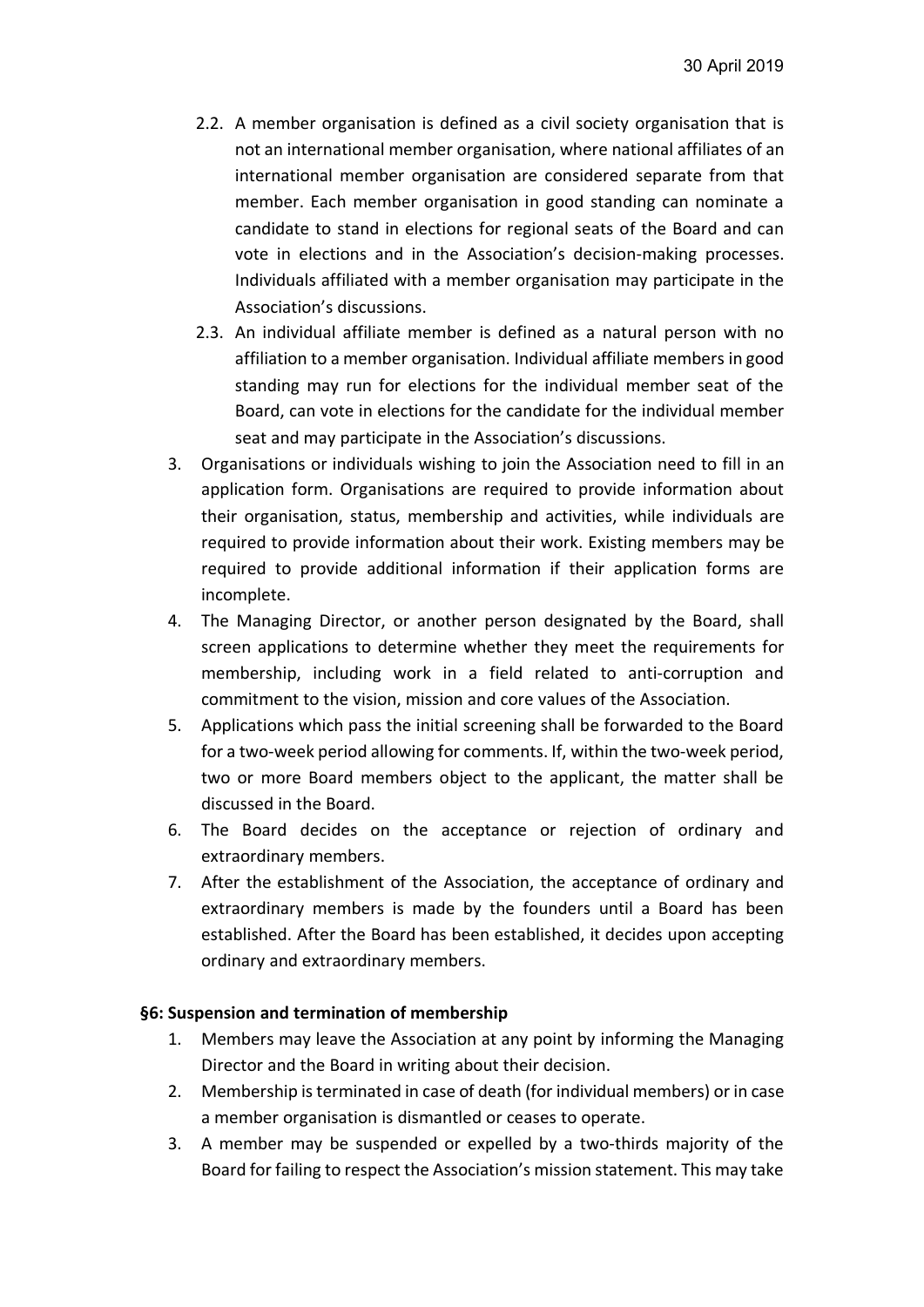2.2. A member organisation is defined as a civil society organisation that is not an international member organisation, where national affiliates of an international member organisation are considered separate from that member. Each member organisation in good standing can nominate a candidate to stand in elections for regional seats of the Board and can vote in elections and in the Association's decision-making processes. Individuals affiliated with a member organisation may participate in the Association's discussions.
   2.3. An individual affiliate member is defined as a natural person with no affiliation to a member organisation. Individual affiliate members in good standing may run for elections for the individual member seat of the Board, can vote in elections for the candidate for the individual member seat and may participate in the Association's discussions.
3. Organisations or individuals wishing to join the Association need to fill in an application form. Organisations are required to provide information about their organisation, status, membership and activities, while individuals are required to provide information about their work. Existing members may be required to provide additional information if their application forms are incomplete.
4. The Managing Director, or another person designated by the Board, shall screen applications to determine whether they meet the requirements for membership, including work in a field related to anti-corruption and commitment to the vision, mission and core values of the Association.
5. Applications which pass the initial screening shall be forwarded to the Board for a two-week period allowing for comments. If, within the two-week period, two or more Board members object to the applicant, the matter shall be discussed in the Board.
6. The Board decides on the acceptance or rejection of ordinary and extraordinary members.
7. After the establishment of the Association, the acceptance of ordinary and extraordinary members is made by the founders until a Board has been established. After the Board has been established, it decides upon accepting ordinary and extraordinary members.

**§6: Suspension and termination of membership**

1. Members may leave the Association at any point by informing the Managing Director and the Board in writing about their decision.
2. Membership is terminated in case of death (for individual members) or in case a member organisation is dismantled or ceases to operate.
3. A member may be suspended or expelled by a two-thirds majority of the Board for failing to respect the Association's mission statement. This may take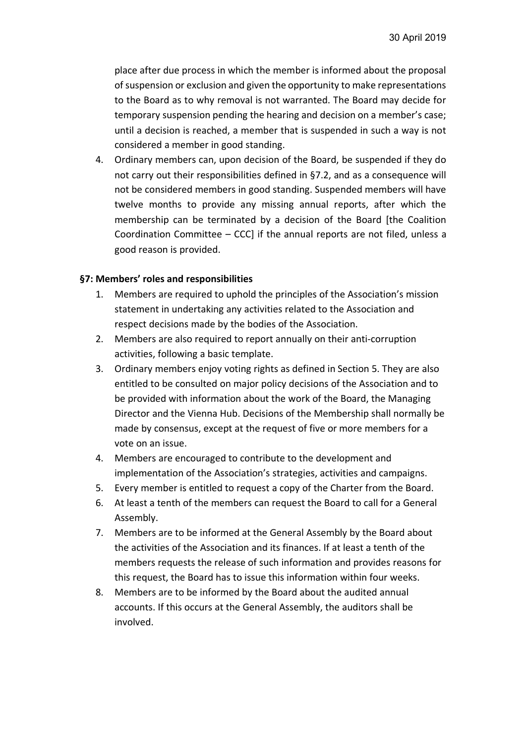place after due process in which the member is informed about the proposal of suspension or exclusion and given the opportunity to make representations to the Board as to why removal is not warranted. The Board may decide for temporary suspension pending the hearing and decision on a member's case; until a decision is reached, a member that is suspended in such a way is not considered a member in good standing.

4. Ordinary members can, upon decision of the Board, be suspended if they do not carry out their responsibilities defined in §7.2, and as a consequence will not be considered members in good standing. Suspended members will have twelve months to provide any missing annual reports, after which the membership can be terminated by a decision of the Board [the Coalition Coordination Committee – CCC] if the annual reports are not filed, unless a good reason is provided.

**§7: Members' roles and responsibilities**

1. Members are required to uphold the principles of the Association's mission statement in undertaking any activities related to the Association and respect decisions made by the bodies of the Association.
2. Members are also required to report annually on their anti-corruption activities, following a basic template.
3. Ordinary members enjoy voting rights as defined in Section 5. They are also entitled to be consulted on major policy decisions of the Association and to be provided with information about the work of the Board, the Managing Director and the Vienna Hub. Decisions of the Membership shall normally be made by consensus, except at the request of five or more members for a vote on an issue.
4. Members are encouraged to contribute to the development and implementation of the Association's strategies, activities and campaigns.
5. Every member is entitled to request a copy of the Charter from the Board.
6. At least a tenth of the members can request the Board to call for a General Assembly.
7. Members are to be informed at the General Assembly by the Board about the activities of the Association and its finances. If at least a tenth of the members requests the release of such information and provides reasons for this request, the Board has to issue this information within four weeks.
8. Members are to be informed by the Board about the audited annual accounts. If this occurs at the General Assembly, the auditors shall be involved.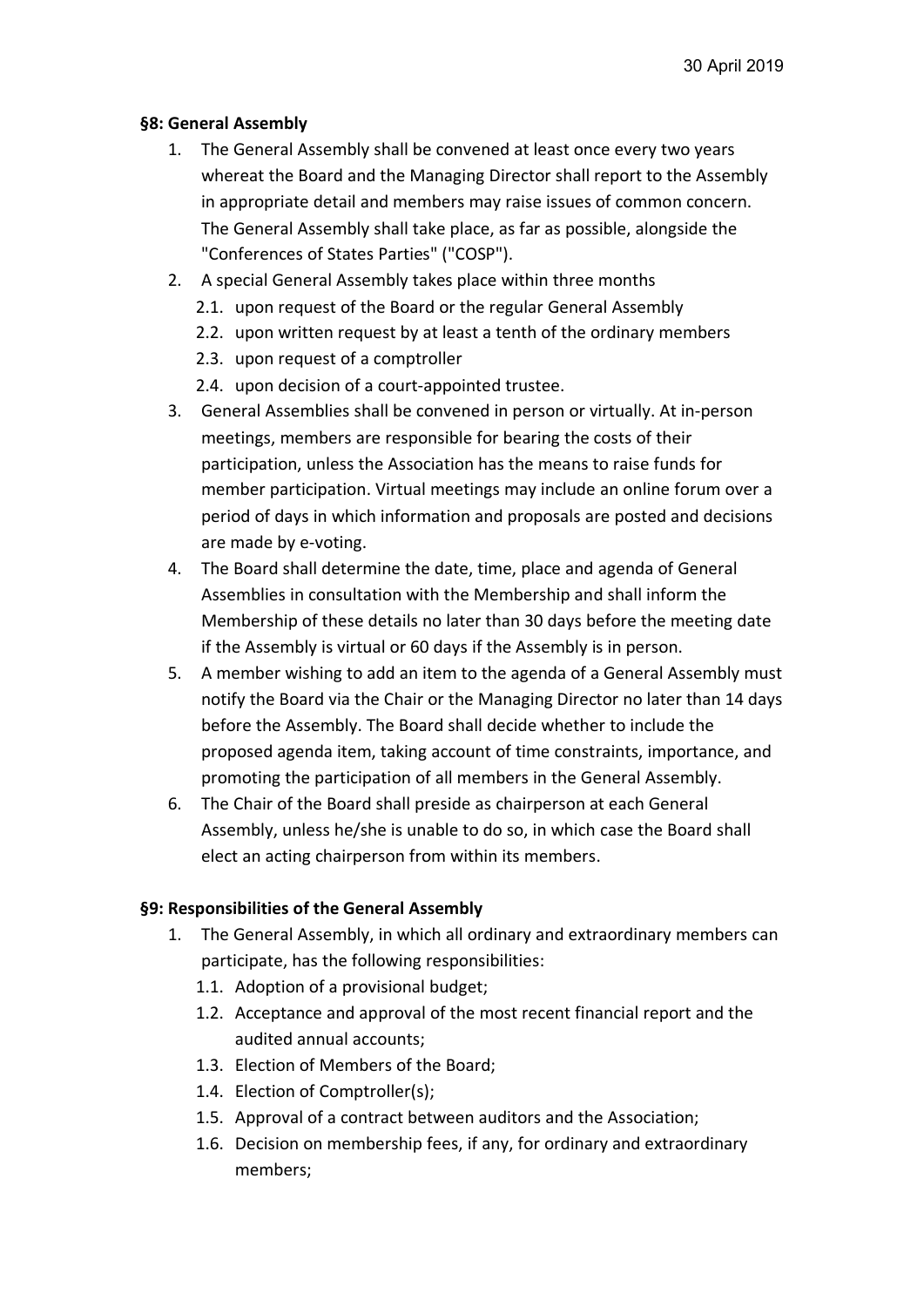## §8: General Assembly

1. The General Assembly shall be convened at least once every two years whereat the Board and the Managing Director shall report to the Assembly in appropriate detail and members may raise issues of common concern. The General Assembly shall take place, as far as possible, alongside the "Conferences of States Parties" ("COSP").
2. A special General Assembly takes place within three months
   - 2.1. upon request of the Board or the regular General Assembly
   - 2.2. upon written request by at least a tenth of the ordinary members
   - 2.3. upon request of a comptroller
   - 2.4. upon decision of a court-appointed trustee.
3. General Assemblies shall be convened in person or virtually. At in-person meetings, members are responsible for bearing the costs of their participation, unless the Association has the means to raise funds for member participation. Virtual meetings may include an online forum over a period of days in which information and proposals are posted and decisions are made by e-voting.
4. The Board shall determine the date, time, place and agenda of General Assemblies in consultation with the Membership and shall inform the Membership of these details no later than 30 days before the meeting date if the Assembly is virtual or 60 days if the Assembly is in person.
5. A member wishing to add an item to the agenda of a General Assembly must notify the Board via the Chair or the Managing Director no later than 14 days before the Assembly. The Board shall decide whether to include the proposed agenda item, taking account of time constraints, importance, and promoting the participation of all members in the General Assembly.
6. The Chair of the Board shall preside as chairperson at each General Assembly, unless he/she is unable to do so, in which case the Board shall elect an acting chairperson from within its members.

## §9: Responsibilities of the General Assembly

1. The General Assembly, in which all ordinary and extraordinary members can participate, has the following responsibilities:
   - 1.1. Adoption of a provisional budget;
   - 1.2. Acceptance and approval of the most recent financial report and the audited annual accounts;
   - 1.3. Election of Members of the Board;
   - 1.4. Election of Comptroller(s);
   - 1.5. Approval of a contract between auditors and the Association;
   - 1.6. Decision on membership fees, if any, for ordinary and extraordinary members;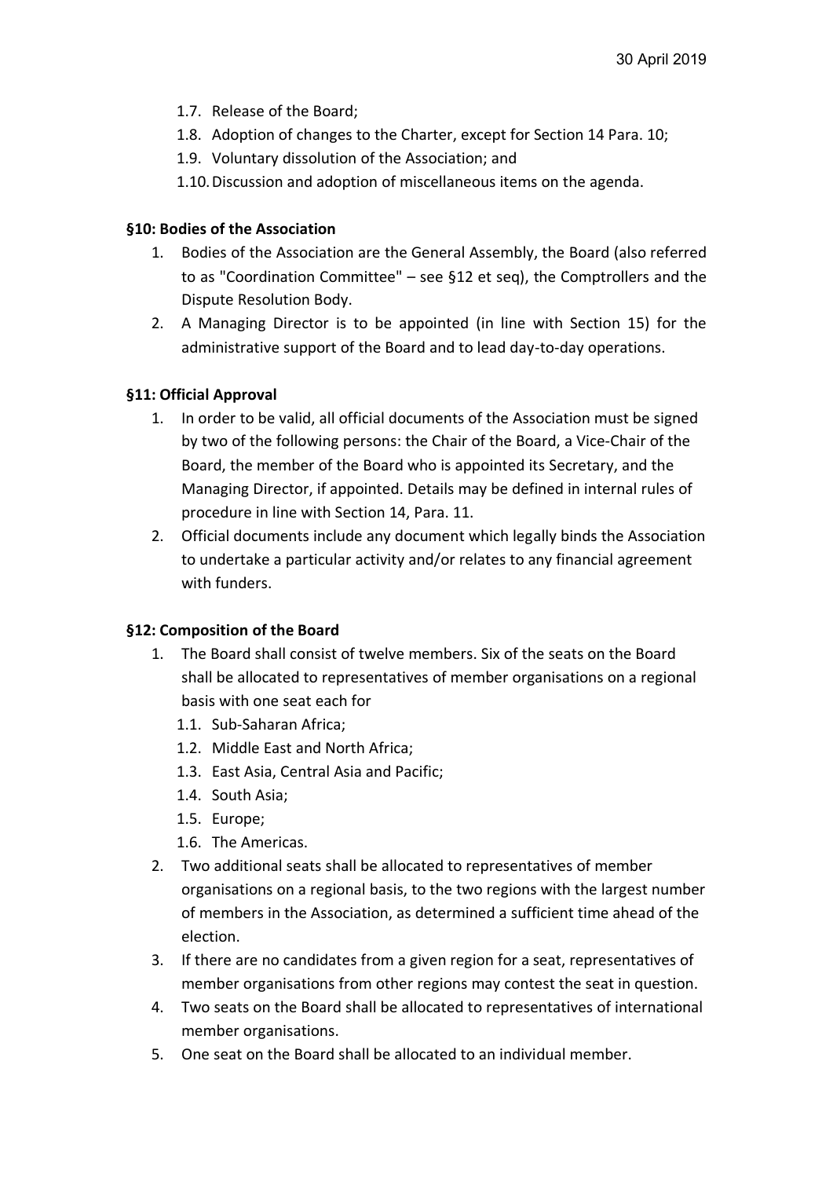1.7. Release of the Board;
1.8. Adoption of changes to the Charter, except for Section 14 Para. 10;
1.9. Voluntary dissolution of the Association; and
1.10. Discussion and adoption of miscellaneous items on the agenda.

**§10: Bodies of the Association**

1. Bodies of the Association are the General Assembly, the Board (also referred to as "Coordination Committee" – see §12 et seq), the Comptrollers and the Dispute Resolution Body.
2. A Managing Director is to be appointed (in line with Section 15) for the administrative support of the Board and to lead day-to-day operations.

**§11: Official Approval**

1. In order to be valid, all official documents of the Association must be signed by two of the following persons: the Chair of the Board, a Vice-Chair of the Board, the member of the Board who is appointed its Secretary, and the Managing Director, if appointed. Details may be defined in internal rules of procedure in line with Section 14, Para. 11.
2. Official documents include any document which legally binds the Association to undertake a particular activity and/or relates to any financial agreement with funders.

**§12: Composition of the Board**

1. The Board shall consist of twelve members. Six of the seats on the Board shall be allocated to representatives of member organisations on a regional basis with one seat each for
   1.1. Sub-Saharan Africa;
   1.2. Middle East and North Africa;
   1.3. East Asia, Central Asia and Pacific;
   1.4. South Asia;
   1.5. Europe;
   1.6. The Americas.
2. Two additional seats shall be allocated to representatives of member organisations on a regional basis, to the two regions with the largest number of members in the Association, as determined a sufficient time ahead of the election.
3. If there are no candidates from a given region for a seat, representatives of member organisations from other regions may contest the seat in question.
4. Two seats on the Board shall be allocated to representatives of international member organisations.
5. One seat on the Board shall be allocated to an individual member.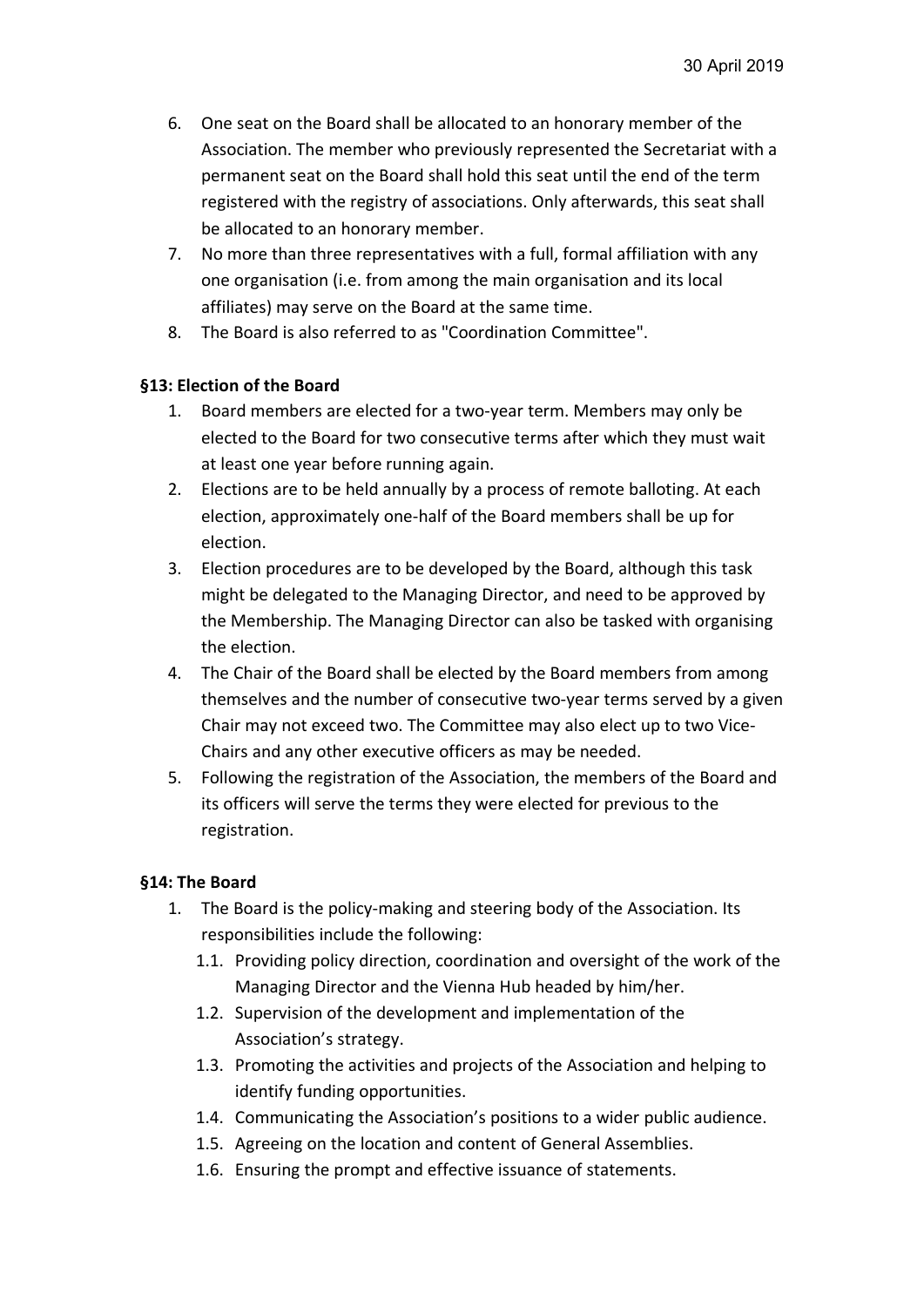6. One seat on the Board shall be allocated to an honorary member of the Association. The member who previously represented the Secretariat with a permanent seat on the Board shall hold this seat until the end of the term registered with the registry of associations. Only afterwards, this seat shall be allocated to an honorary member.
7. No more than three representatives with a full, formal affiliation with any one organisation (i.e. from among the main organisation and its local affiliates) may serve on the Board at the same time.
8. The Board is also referred to as "Coordination Committee".

**§13: Election of the Board**

1. Board members are elected for a two-year term. Members may only be elected to the Board for two consecutive terms after which they must wait at least one year before running again.
2. Elections are to be held annually by a process of remote balloting. At each election, approximately one-half of the Board members shall be up for election.
3. Election procedures are to be developed by the Board, although this task might be delegated to the Managing Director, and need to be approved by the Membership. The Managing Director can also be tasked with organising the election.
4. The Chair of the Board shall be elected by the Board members from among themselves and the number of consecutive two-year terms served by a given Chair may not exceed two. The Committee may also elect up to two Vice-Chairs and any other executive officers as may be needed.
5. Following the registration of the Association, the members of the Board and its officers will serve the terms they were elected for previous to the registration.

**§14: The Board**

1. The Board is the policy-making and steering body of the Association. Its responsibilities include the following:
   1.1. Providing policy direction, coordination and oversight of the work of the Managing Director and the Vienna Hub headed by him/her.
   1.2. Supervision of the development and implementation of the Association's strategy.
   1.3. Promoting the activities and projects of the Association and helping to identify funding opportunities.
   1.4. Communicating the Association's positions to a wider public audience.
   1.5. Agreeing on the location and content of General Assemblies.
   1.6. Ensuring the prompt and effective issuance of statements.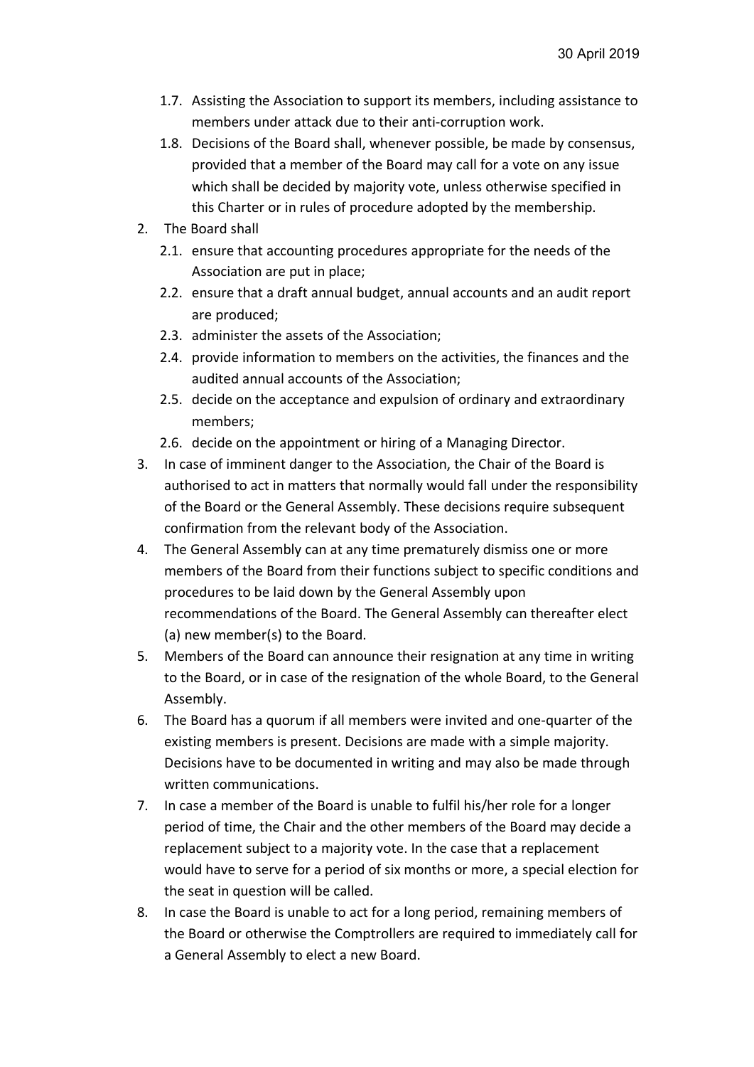1.7. Assisting the Association to support its members, including assistance to members under attack due to their anti-corruption work.

1.8. Decisions of the Board shall, whenever possible, be made by consensus, provided that a member of the Board may call for a vote on any issue which shall be decided by majority vote, unless otherwise specified in this Charter or in rules of procedure adopted by the membership.

2. The Board shall
   - 2.1. ensure that accounting procedures appropriate for the needs of the Association are put in place;
   - 2.2. ensure that a draft annual budget, annual accounts and an audit report are produced;
   - 2.3. administer the assets of the Association;
   - 2.4. provide information to members on the activities, the finances and the audited annual accounts of the Association;
   - 2.5. decide on the acceptance and expulsion of ordinary and extraordinary members;
   - 2.6. decide on the appointment or hiring of a Managing Director.
3. In case of imminent danger to the Association, the Chair of the Board is authorised to act in matters that normally would fall under the responsibility of the Board or the General Assembly. These decisions require subsequent confirmation from the relevant body of the Association.
4. The General Assembly can at any time prematurely dismiss one or more members of the Board from their functions subject to specific conditions and procedures to be laid down by the General Assembly upon recommendations of the Board. The General Assembly can thereafter elect (a) new member(s) to the Board.
5. Members of the Board can announce their resignation at any time in writing to the Board, or in case of the resignation of the whole Board, to the General Assembly.
6. The Board has a quorum if all members were invited and one-quarter of the existing members is present. Decisions are made with a simple majority. Decisions have to be documented in writing and may also be made through written communications.
7. In case a member of the Board is unable to fulfil his/her role for a longer period of time, the Chair and the other members of the Board may decide a replacement subject to a majority vote. In the case that a replacement would have to serve for a period of six months or more, a special election for the seat in question will be called.
8. In case the Board is unable to act for a long period, remaining members of the Board or otherwise the Comptrollers are required to immediately call for a General Assembly to elect a new Board.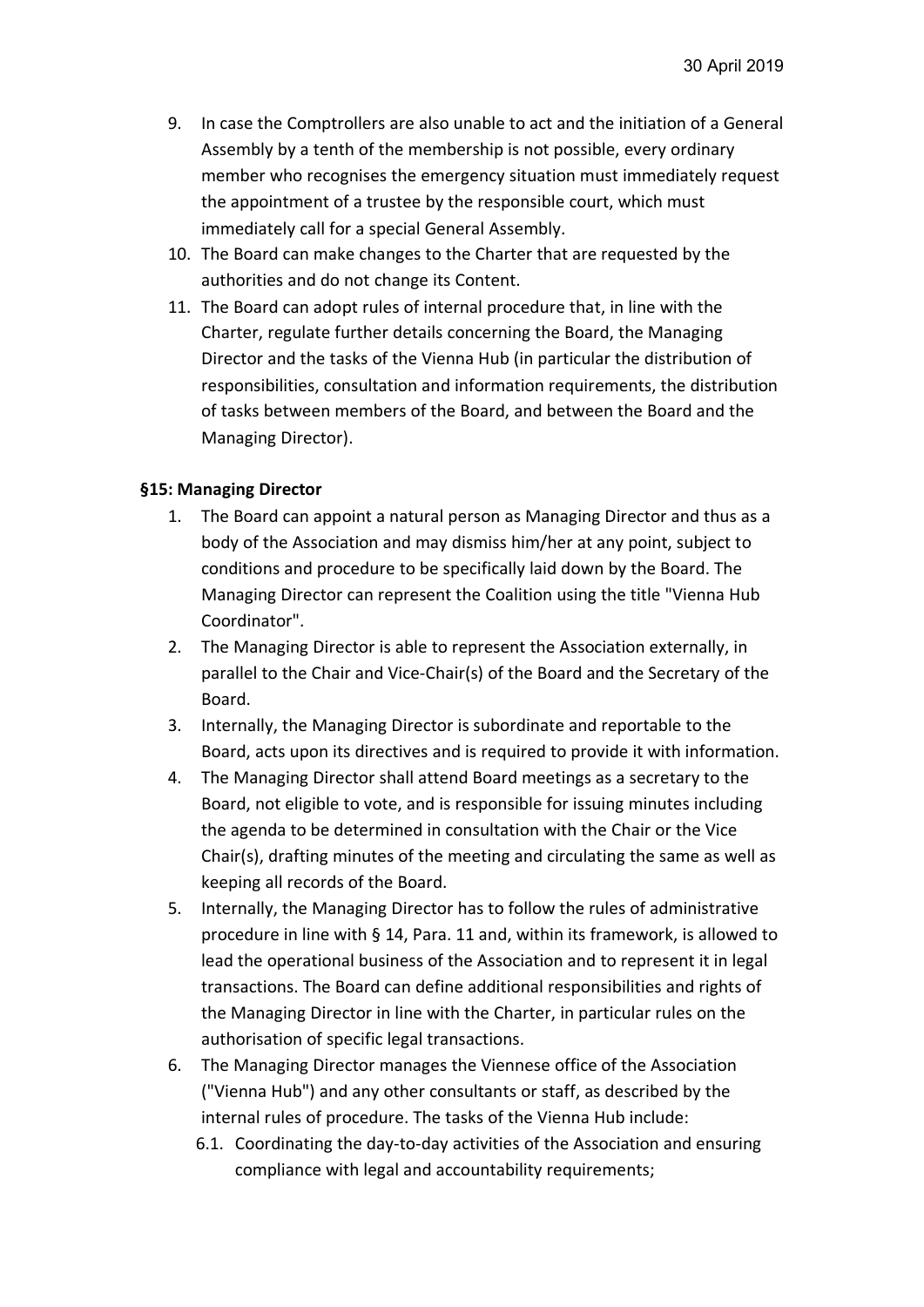9. In case the Comptrollers are also unable to act and the initiation of a General Assembly by a tenth of the membership is not possible, every ordinary member who recognises the emergency situation must immediately request the appointment of a trustee by the responsible court, which must immediately call for a special General Assembly.
10. The Board can make changes to the Charter that are requested by the authorities and do not change its Content.
11. The Board can adopt rules of internal procedure that, in line with the Charter, regulate further details concerning the Board, the Managing Director and the tasks of the Vienna Hub (in particular the distribution of responsibilities, consultation and information requirements, the distribution of tasks between members of the Board, and between the Board and the Managing Director).

**§15: Managing Director**

1. The Board can appoint a natural person as Managing Director and thus as a body of the Association and may dismiss him/her at any point, subject to conditions and procedure to be specifically laid down by the Board. The Managing Director can represent the Coalition using the title "Vienna Hub Coordinator".
2. The Managing Director is able to represent the Association externally, in parallel to the Chair and Vice-Chair(s) of the Board and the Secretary of the Board.
3. Internally, the Managing Director is subordinate and reportable to the Board, acts upon its directives and is required to provide it with information.
4. The Managing Director shall attend Board meetings as a secretary to the Board, not eligible to vote, and is responsible for issuing minutes including the agenda to be determined in consultation with the Chair or the Vice Chair(s), drafting minutes of the meeting and circulating the same as well as keeping all records of the Board.
5. Internally, the Managing Director has to follow the rules of administrative procedure in line with § 14, Para. 11 and, within its framework, is allowed to lead the operational business of the Association and to represent it in legal transactions. The Board can define additional responsibilities and rights of the Managing Director in line with the Charter, in particular rules on the authorisation of specific legal transactions.
6. The Managing Director manages the Viennese office of the Association ("Vienna Hub") and any other consultants or staff, as described by the internal rules of procedure. The tasks of the Vienna Hub include:
   6.1. Coordinating the day-to-day activities of the Association and ensuring compliance with legal and accountability requirements;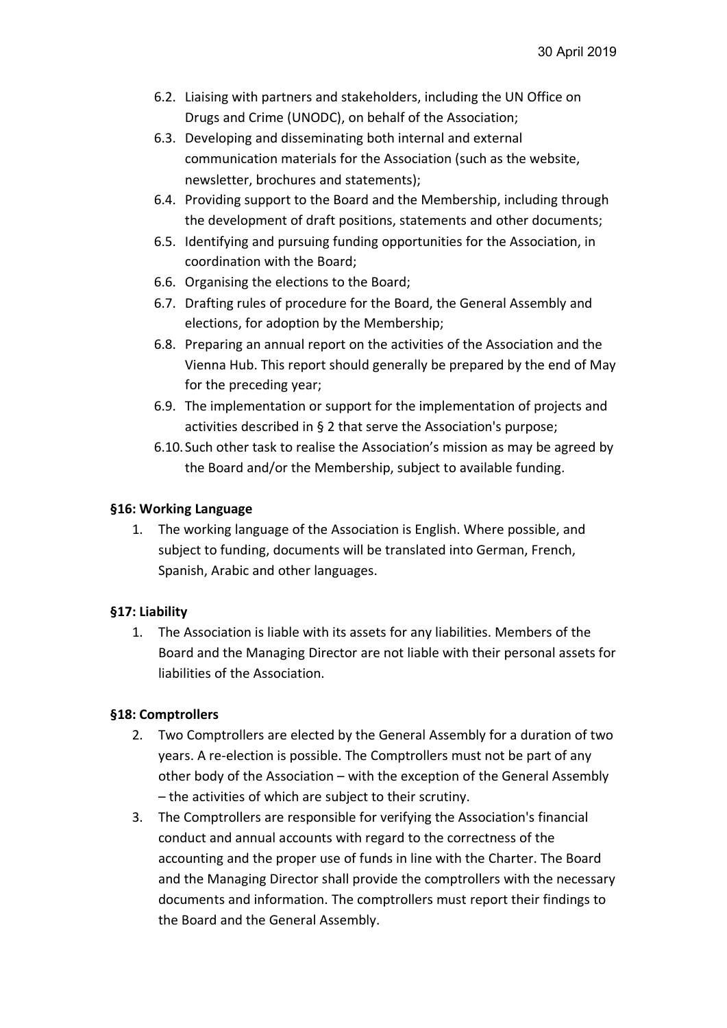6.2. Liaising with partners and stakeholders, including the UN Office on Drugs and Crime (UNODC), on behalf of the Association;
6.3. Developing and disseminating both internal and external communication materials for the Association (such as the website, newsletter, brochures and statements);
6.4. Providing support to the Board and the Membership, including through the development of draft positions, statements and other documents;
6.5. Identifying and pursuing funding opportunities for the Association, in coordination with the Board;
6.6. Organising the elections to the Board;
6.7. Drafting rules of procedure for the Board, the General Assembly and elections, for adoption by the Membership;
6.8. Preparing an annual report on the activities of the Association and the Vienna Hub. This report should generally be prepared by the end of May for the preceding year;
6.9. The implementation or support for the implementation of projects and activities described in § 2 that serve the Association's purpose;
6.10. Such other task to realise the Association's mission as may be agreed by the Board and/or the Membership, subject to available funding.

**§16: Working Language**

1. The working language of the Association is English. Where possible, and subject to funding, documents will be translated into German, French, Spanish, Arabic and other languages.

**§17: Liability**

1. The Association is liable with its assets for any liabilities. Members of the Board and the Managing Director are not liable with their personal assets for liabilities of the Association.

**§18: Comptrollers**

2. Two Comptrollers are elected by the General Assembly for a duration of two years. A re-election is possible. The Comptrollers must not be part of any other body of the Association – with the exception of the General Assembly – the activities of which are subject to their scrutiny.
3. The Comptrollers are responsible for verifying the Association's financial conduct and annual accounts with regard to the correctness of the accounting and the proper use of funds in line with the Charter. The Board and the Managing Director shall provide the comptrollers with the necessary documents and information. The comptrollers must report their findings to the Board and the General Assembly.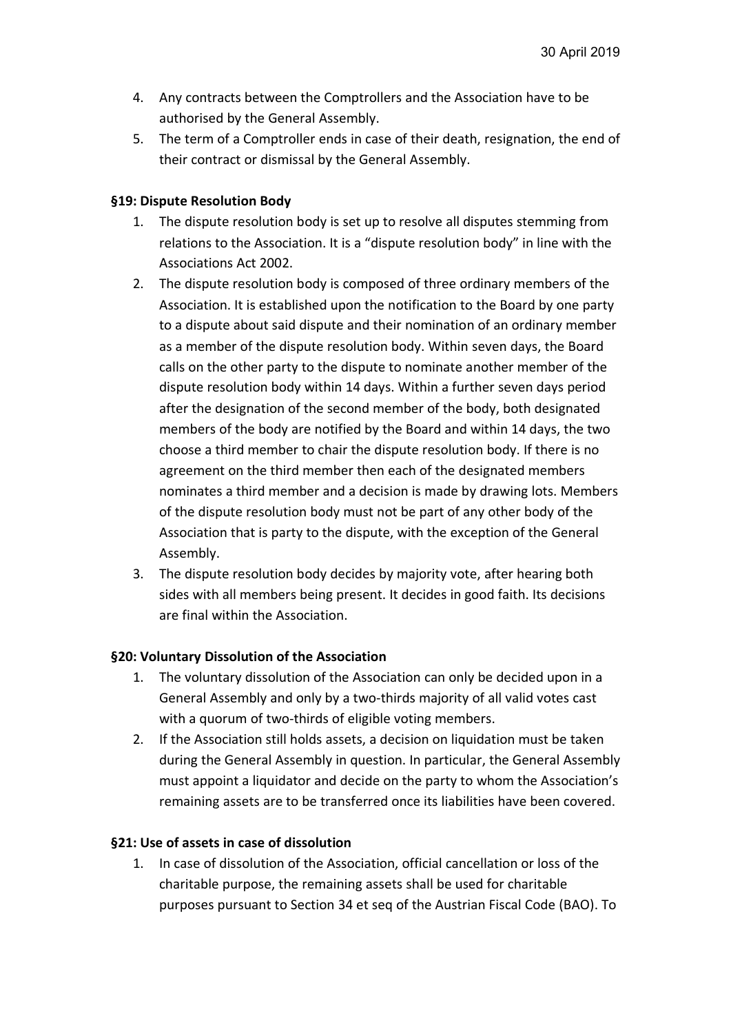4. Any contracts between the Comptrollers and the Association have to be authorised by the General Assembly.
5. The term of a Comptroller ends in case of their death, resignation, the end of their contract or dismissal by the General Assembly.

**§19: Dispute Resolution Body**

1. The dispute resolution body is set up to resolve all disputes stemming from relations to the Association. It is a "dispute resolution body" in line with the Associations Act 2002.
2. The dispute resolution body is composed of three ordinary members of the Association. It is established upon the notification to the Board by one party to a dispute about said dispute and their nomination of an ordinary member as a member of the dispute resolution body. Within seven days, the Board calls on the other party to the dispute to nominate another member of the dispute resolution body within 14 days. Within a further seven days period after the designation of the second member of the body, both designated members of the body are notified by the Board and within 14 days, the two choose a third member to chair the dispute resolution body. If there is no agreement on the third member then each of the designated members nominates a third member and a decision is made by drawing lots. Members of the dispute resolution body must not be part of any other body of the Association that is party to the dispute, with the exception of the General Assembly.
3. The dispute resolution body decides by majority vote, after hearing both sides with all members being present. It decides in good faith. Its decisions are final within the Association.

**§20: Voluntary Dissolution of the Association**

1. The voluntary dissolution of the Association can only be decided upon in a General Assembly and only by a two-thirds majority of all valid votes cast with a quorum of two-thirds of eligible voting members.
2. If the Association still holds assets, a decision on liquidation must be taken during the General Assembly in question. In particular, the General Assembly must appoint a liquidator and decide on the party to whom the Association's remaining assets are to be transferred once its liabilities have been covered.

**§21: Use of assets in case of dissolution**

1. In case of dissolution of the Association, official cancellation or loss of the charitable purpose, the remaining assets shall be used for charitable purposes pursuant to Section 34 et seq of the Austrian Fiscal Code (BAO). To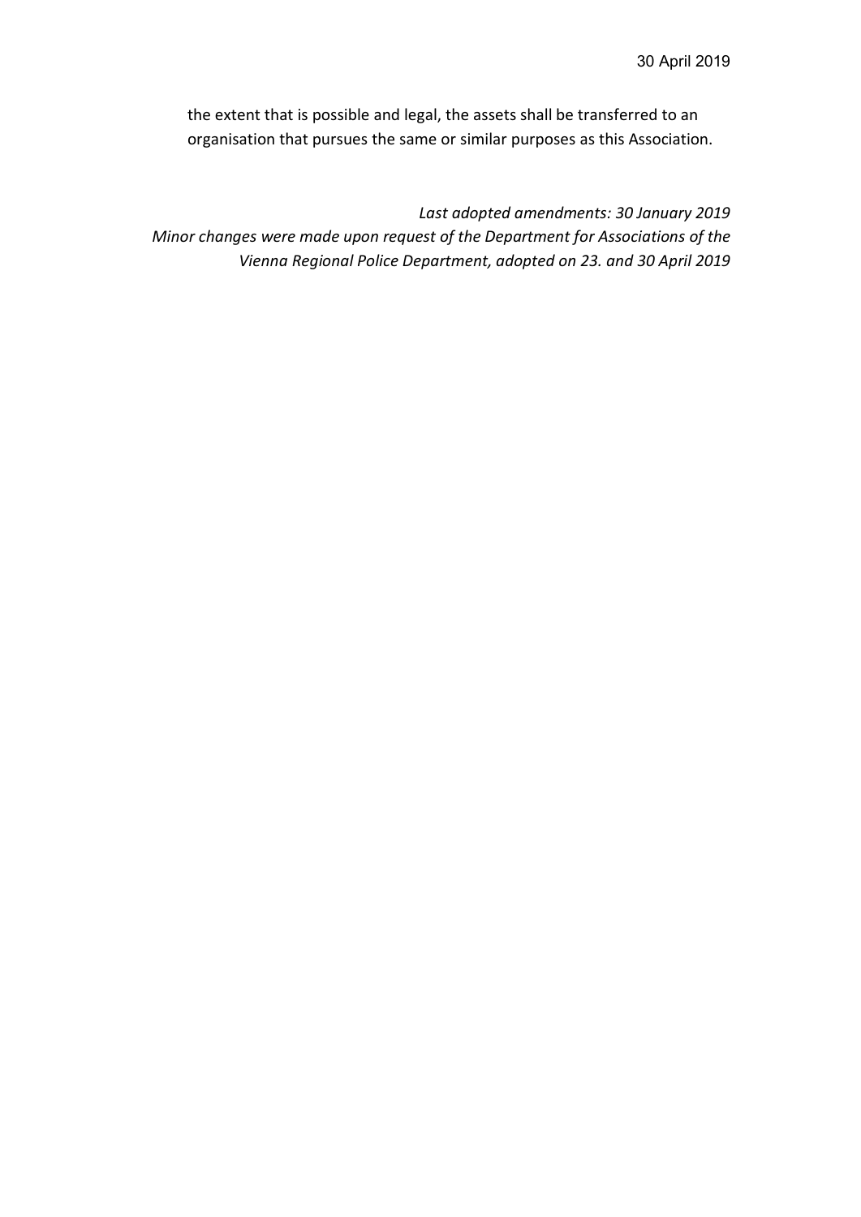the extent that is possible and legal, the assets shall be transferred to an organisation that pursues the same or similar purposes as this Association.

*Last adopted amendments: 30 January 2019*
*Minor changes were made upon request of the Department for Associations of the Vienna Regional Police Department, adopted on 23. and 30 April 2019*